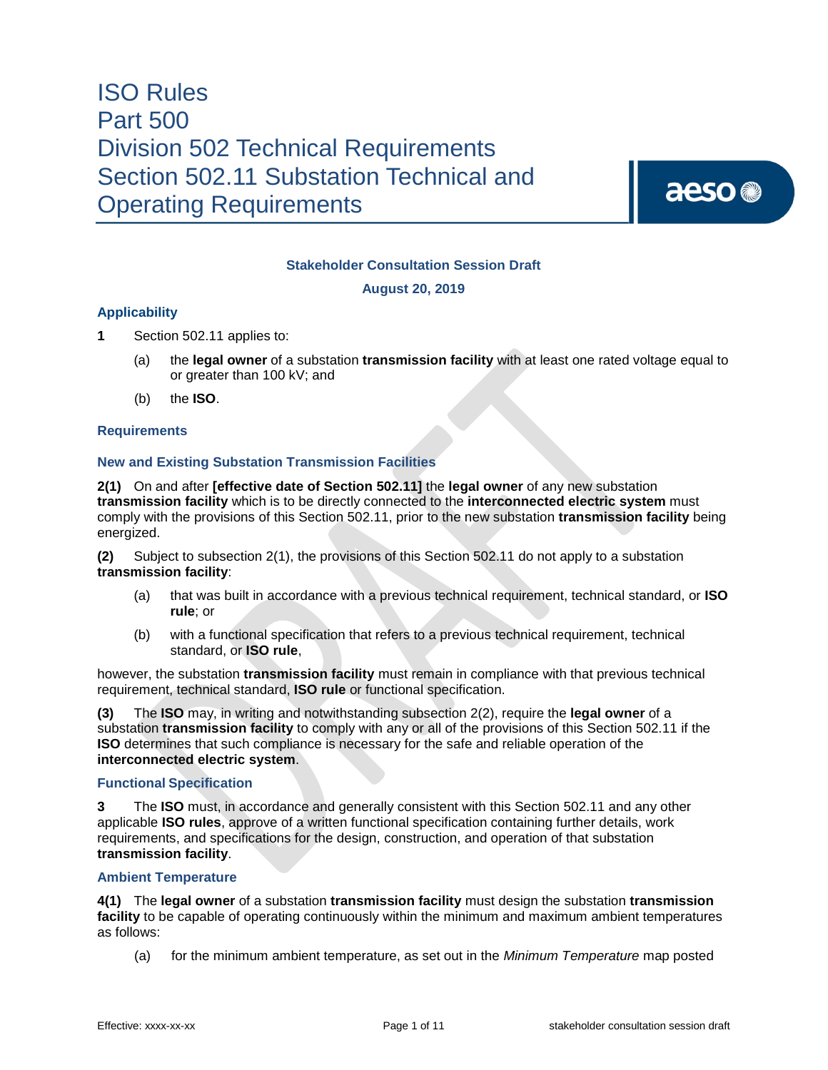# ISO Rules
# Part 500
# Division 502 Technical Requirements
# Section 502.11 Substation Technical and Operating Requirements

**Stakeholder Consultation Session Draft**

**August 20, 2019**

## Applicability

**1** Section 502.11 applies to:

(a) the **legal owner** of a substation **transmission facility** with at least one rated voltage equal to or greater than 100 kV; and

(b) the **ISO**.

## Requirements

### New and Existing Substation Transmission Facilities

**2(1)** On and after **[effective date of Section 502.11]** the **legal owner** of any new substation **transmission facility** which is to be directly connected to the **interconnected electric system** must comply with the provisions of this Section 502.11, prior to the new substation **transmission facility** being energized.

**(2)** Subject to subsection 2(1), the provisions of this Section 502.11 do not apply to a substation **transmission facility**:

(a) that was built in accordance with a previous technical requirement, technical standard, or **ISO rule**; or

(b) with a functional specification that refers to a previous technical requirement, technical standard, or **ISO rule**,

however, the substation **transmission facility** must remain in compliance with that previous technical requirement, technical standard, **ISO rule** or functional specification.

**(3)** The **ISO** may, in writing and notwithstanding subsection 2(2), require the **legal owner** of a substation **transmission facility** to comply with any or all of the provisions of this Section 502.11 if the **ISO** determines that such compliance is necessary for the safe and reliable operation of the **interconnected electric system**.

### Functional Specification

**3** The **ISO** must, in accordance and generally consistent with this Section 502.11 and any other applicable **ISO rules**, approve of a written functional specification containing further details, work requirements, and specifications for the design, construction, and operation of that substation **transmission facility**.

### Ambient Temperature

**4(1)** The **legal owner** of a substation **transmission facility** must design the substation **transmission facility** to be capable of operating continuously within the minimum and maximum ambient temperatures as follows:

(a) for the minimum ambient temperature, as set out in the *Minimum Temperature* map posted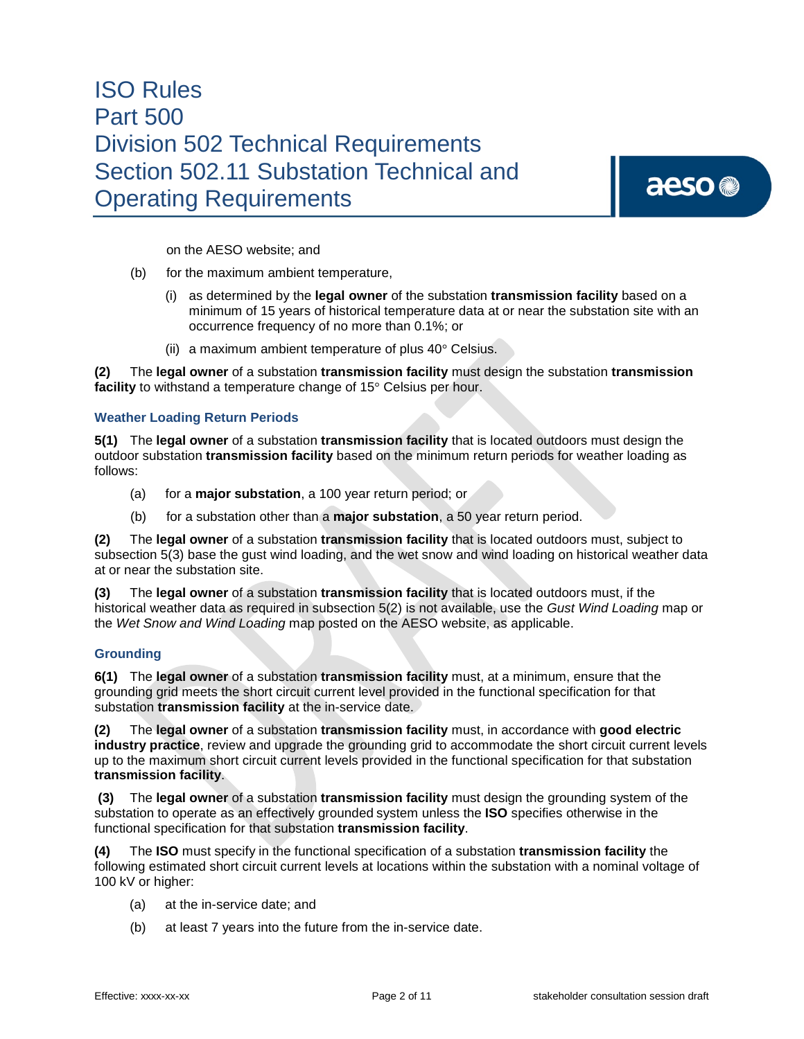on the AESO website; and

(b) for the maximum ambient temperature,

(i) as determined by the **legal owner** of the substation **transmission facility** based on a minimum of 15 years of historical temperature data at or near the substation site with an occurrence frequency of no more than 0.1%; or

(ii) a maximum ambient temperature of plus 40° Celsius.

**(2)** The **legal owner** of a substation **transmission facility** must design the substation **transmission facility** to withstand a temperature change of 15° Celsius per hour.

### Weather Loading Return Periods

**5(1)** The **legal owner** of a substation **transmission facility** that is located outdoors must design the outdoor substation **transmission facility** based on the minimum return periods for weather loading as follows:

(a) for a **major substation**, a 100 year return period; or

(b) for a substation other than a **major substation**, a 50 year return period.

**(2)** The **legal owner** of a substation **transmission facility** that is located outdoors must, subject to subsection 5(3) base the gust wind loading, and the wet snow and wind loading on historical weather data at or near the substation site.

**(3)** The **legal owner** of a substation **transmission facility** that is located outdoors must, if the historical weather data as required in subsection 5(2) is not available, use the *Gust Wind Loading* map or the *Wet Snow and Wind Loading* map posted on the AESO website, as applicable.

### Grounding

**6(1)** The **legal owner** of a substation **transmission facility** must, at a minimum, ensure that the grounding grid meets the short circuit current level provided in the functional specification for that substation **transmission facility** at the in-service date.

**(2)** The **legal owner** of a substation **transmission facility** must, in accordance with **good electric industry practice**, review and upgrade the grounding grid to accommodate the short circuit current levels up to the maximum short circuit current levels provided in the functional specification for that substation **transmission facility**.

**(3)** The **legal owner** of a substation **transmission facility** must design the grounding system of the substation to operate as an effectively grounded system unless the **ISO** specifies otherwise in the functional specification for that substation **transmission facility**.

**(4)** The **ISO** must specify in the functional specification of a substation **transmission facility** the following estimated short circuit current levels at locations within the substation with a nominal voltage of 100 kV or higher:

(a) at the in-service date; and

(b) at least 7 years into the future from the in-service date.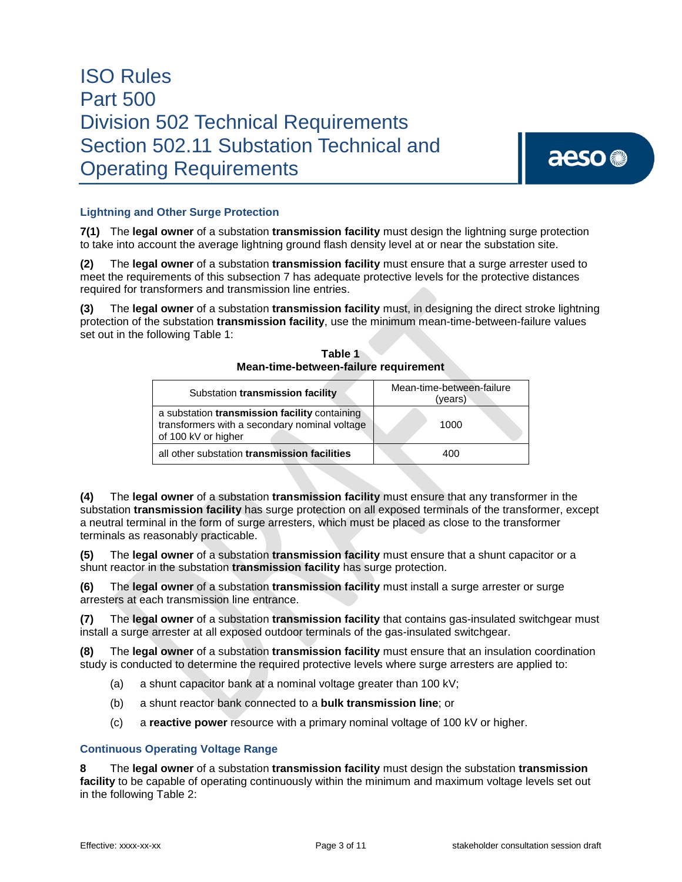### Lightning and Other Surge Protection

**7(1)** The **legal owner** of a substation **transmission facility** must design the lightning surge protection to take into account the average lightning ground flash density level at or near the substation site.

**(2)** The **legal owner** of a substation **transmission facility** must ensure that a surge arrester used to meet the requirements of this subsection 7 has adequate protective levels for the protective distances required for transformers and transmission line entries.

**(3)** The **legal owner** of a substation **transmission facility** must, in designing the direct stroke lightning protection of the substation **transmission facility**, use the minimum mean-time-between-failure values set out in the following Table 1:

**Table 1**
**Mean-time-between-failure requirement**

| Substation **transmission facility** | Mean-time-between-failure (years) |
|---|---|
| a substation **transmission facility** containing transformers with a secondary nominal voltage of 100 kV or higher | 1000 |
| all other substation **transmission facilities** | 400 |

**(4)** The **legal owner** of a substation **transmission facility** must ensure that any transformer in the substation **transmission facility** has surge protection on all exposed terminals of the transformer, except a neutral terminal in the form of surge arresters, which must be placed as close to the transformer terminals as reasonably practicable.

**(5)** The **legal owner** of a substation **transmission facility** must ensure that a shunt capacitor or a shunt reactor in the substation **transmission facility** has surge protection.

**(6)** The **legal owner** of a substation **transmission facility** must install a surge arrester or surge arresters at each transmission line entrance.

**(7)** The **legal owner** of a substation **transmission facility** that contains gas-insulated switchgear must install a surge arrester at all exposed outdoor terminals of the gas-insulated switchgear.

**(8)** The **legal owner** of a substation **transmission facility** must ensure that an insulation coordination study is conducted to determine the required protective levels where surge arresters are applied to:

(a) a shunt capacitor bank at a nominal voltage greater than 100 kV;

(b) a shunt reactor bank connected to a **bulk transmission line**; or

(c) a **reactive power** resource with a primary nominal voltage of 100 kV or higher.

### Continuous Operating Voltage Range

**8** The **legal owner** of a substation **transmission facility** must design the substation **transmission facility** to be capable of operating continuously within the minimum and maximum voltage levels set out in the following Table 2: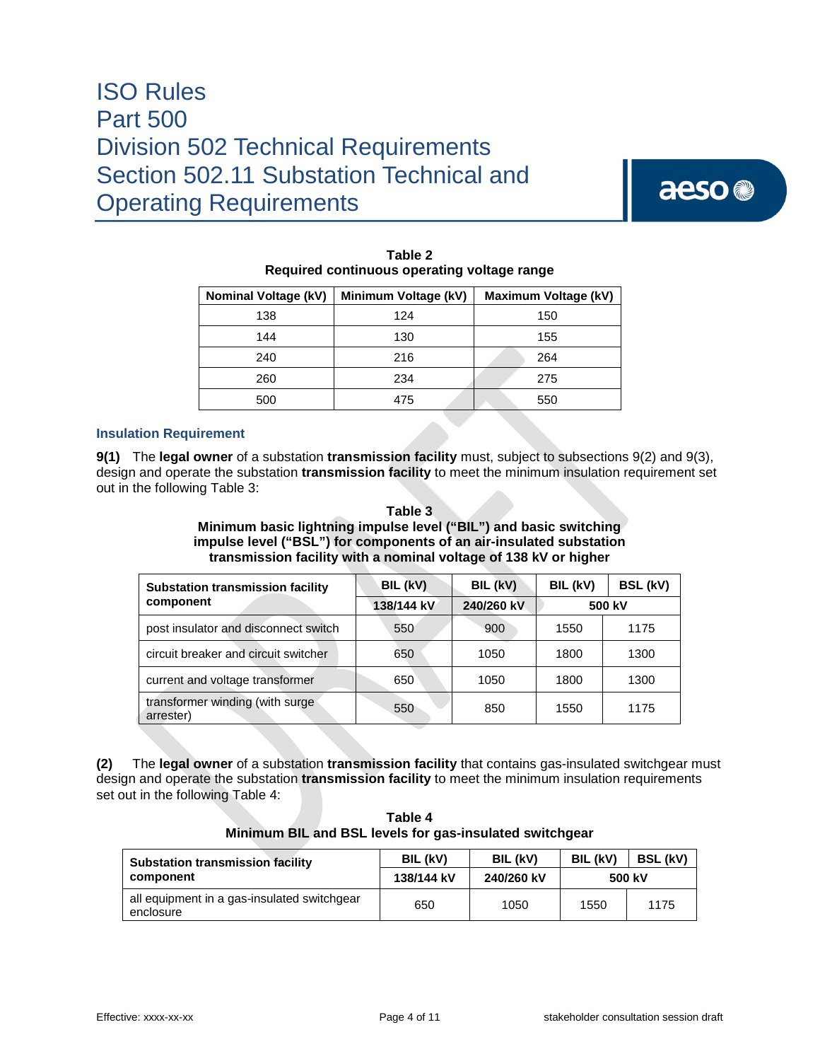**Table 2**
**Required continuous operating voltage range**

| Nominal Voltage (kV) | Minimum Voltage (kV) | Maximum Voltage (kV) |
|---|---|---|
| 138 | 124 | 150 |
| 144 | 130 | 155 |
| 240 | 216 | 264 |
| 260 | 234 | 275 |
| 500 | 475 | 550 |

### Insulation Requirement

**9(1)** The **legal owner** of a substation **transmission facility** must, subject to subsections 9(2) and 9(3), design and operate the substation **transmission facility** to meet the minimum insulation requirement set out in the following Table 3:

**Table 3**
**Minimum basic lightning impulse level ("BIL") and basic switching impulse level ("BSL") for components of an air-insulated substation transmission facility with a nominal voltage of 138 kV or higher**

| Substation transmission facility component | BIL (kV) | BIL (kV) | BIL (kV) | BSL (kV) |
|---|---|---|---|---|
| | 138/144 kV | 240/260 kV | 500 kV | |
| post insulator and disconnect switch | 550 | 900 | 1550 | 1175 |
| circuit breaker and circuit switcher | 650 | 1050 | 1800 | 1300 |
| current and voltage transformer | 650 | 1050 | 1800 | 1300 |
| transformer winding (with surge arrester) | 550 | 850 | 1550 | 1175 |

**(2)** The **legal owner** of a substation **transmission facility** that contains gas-insulated switchgear must design and operate the substation **transmission facility** to meet the minimum insulation requirements set out in the following Table 4:

**Table 4**
**Minimum BIL and BSL levels for gas-insulated switchgear**

| Substation transmission facility component | BIL (kV) | BIL (kV) | BIL (kV) | BSL (kV) |
|---|---|---|---|---|
| | 138/144 kV | 240/260 kV | 500 kV | |
| all equipment in a gas-insulated switchgear enclosure | 650 | 1050 | 1550 | 1175 |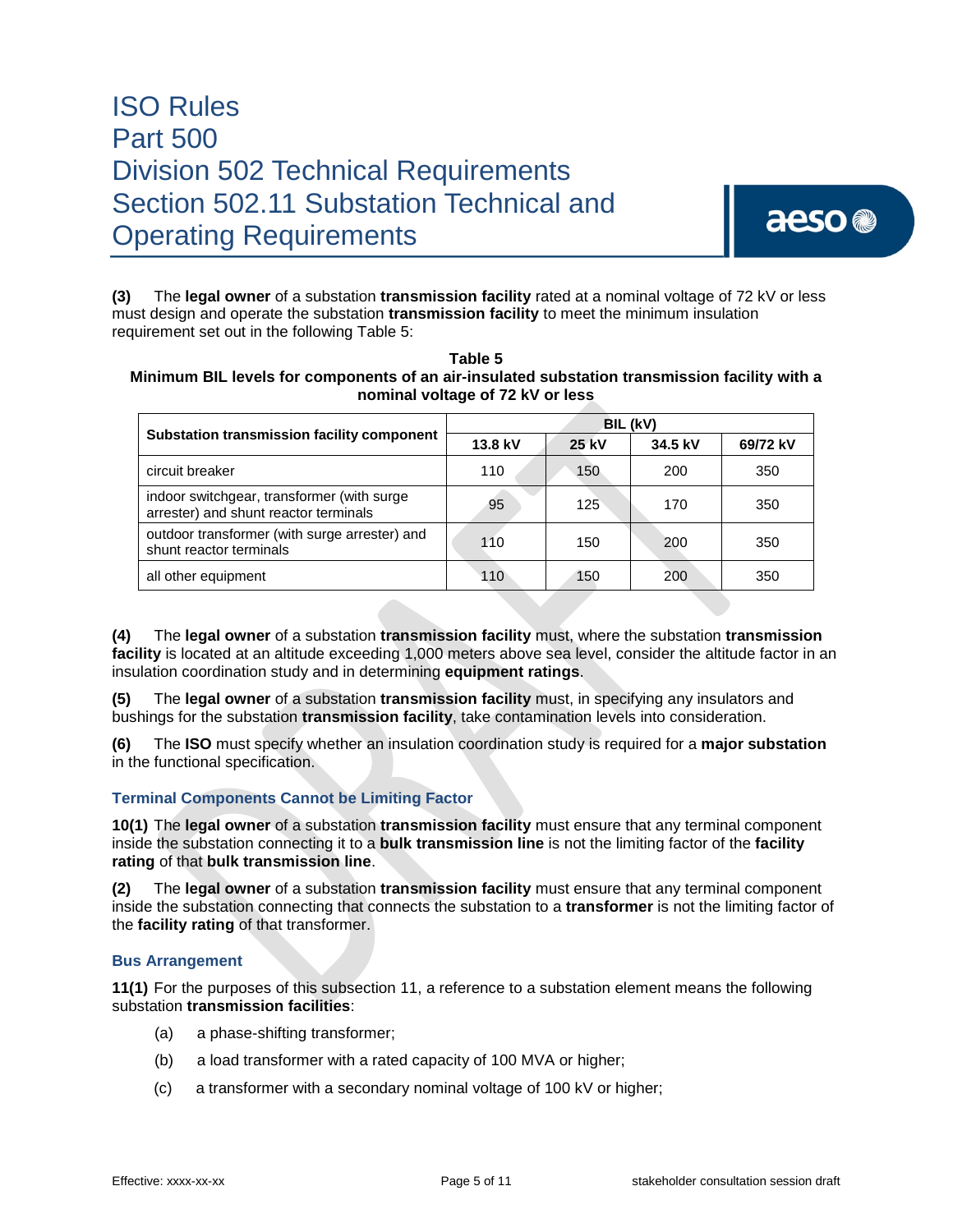**(3)** The **legal owner** of a substation **transmission facility** rated at a nominal voltage of 72 kV or less must design and operate the substation **transmission facility** to meet the minimum insulation requirement set out in the following Table 5:

**Table 5**
**Minimum BIL levels for components of an air-insulated substation transmission facility with a nominal voltage of 72 kV or less**

| Substation transmission facility component | BIL (kV) | | | |
|---|---|---|---|---|
| | 13.8 kV | 25 kV | 34.5 kV | 69/72 kV |
| circuit breaker | 110 | 150 | 200 | 350 |
| indoor switchgear, transformer (with surge arrester) and shunt reactor terminals | 95 | 125 | 170 | 350 |
| outdoor transformer (with surge arrester) and shunt reactor terminals | 110 | 150 | 200 | 350 |
| all other equipment | 110 | 150 | 200 | 350 |

**(4)** The **legal owner** of a substation **transmission facility** must, where the substation **transmission facility** is located at an altitude exceeding 1,000 meters above sea level, consider the altitude factor in an insulation coordination study and in determining **equipment ratings**.

**(5)** The **legal owner** of a substation **transmission facility** must, in specifying any insulators and bushings for the substation **transmission facility**, take contamination levels into consideration.

**(6)** The **ISO** must specify whether an insulation coordination study is required for a **major substation** in the functional specification.

### Terminal Components Cannot be Limiting Factor

**10(1)** The **legal owner** of a substation **transmission facility** must ensure that any terminal component inside the substation connecting it to a **bulk transmission line** is not the limiting factor of the **facility rating** of that **bulk transmission line**.

**(2)** The **legal owner** of a substation **transmission facility** must ensure that any terminal component inside the substation connecting that connects the substation to a **transformer** is not the limiting factor of the **facility rating** of that transformer.

### Bus Arrangement

**11(1)** For the purposes of this subsection 11, a reference to a substation element means the following substation **transmission facilities**:

(a) a phase-shifting transformer;

(b) a load transformer with a rated capacity of 100 MVA or higher;

(c) a transformer with a secondary nominal voltage of 100 kV or higher;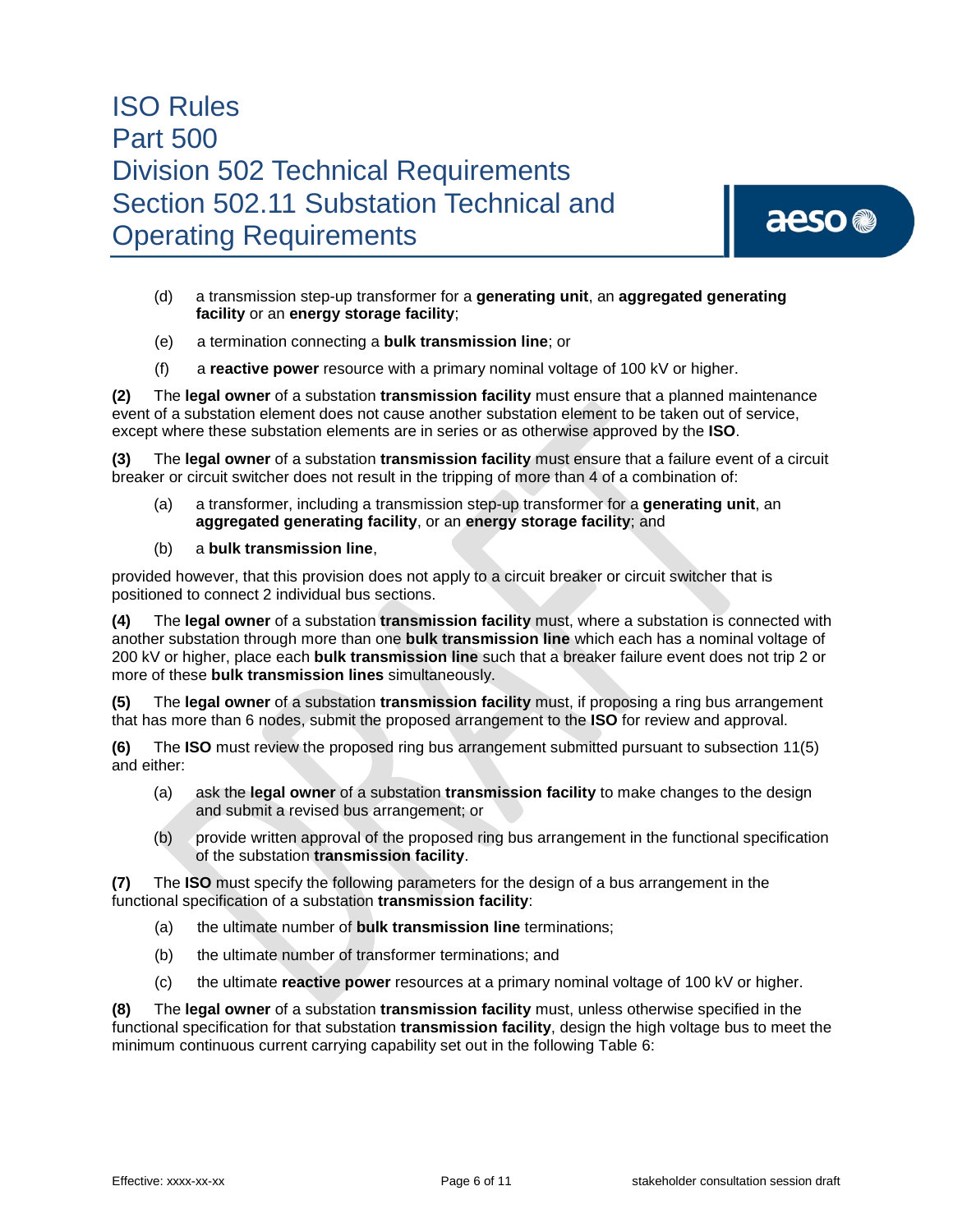(d) a transmission step-up transformer for a **generating unit**, an **aggregated generating facility** or an **energy storage facility**;

(e) a termination connecting a **bulk transmission line**; or

(f) a **reactive power** resource with a primary nominal voltage of 100 kV or higher.

**(2)** The **legal owner** of a substation **transmission facility** must ensure that a planned maintenance event of a substation element does not cause another substation element to be taken out of service, except where these substation elements are in series or as otherwise approved by the **ISO**.

**(3)** The **legal owner** of a substation **transmission facility** must ensure that a failure event of a circuit breaker or circuit switcher does not result in the tripping of more than 4 of a combination of:

(a) a transformer, including a transmission step-up transformer for a **generating unit**, an **aggregated generating facility**, or an **energy storage facility**; and

(b) a **bulk transmission line**,

provided however, that this provision does not apply to a circuit breaker or circuit switcher that is positioned to connect 2 individual bus sections.

**(4)** The **legal owner** of a substation **transmission facility** must, where a substation is connected with another substation through more than one **bulk transmission line** which each has a nominal voltage of 200 kV or higher, place each **bulk transmission line** such that a breaker failure event does not trip 2 or more of these **bulk transmission lines** simultaneously.

**(5)** The **legal owner** of a substation **transmission facility** must, if proposing a ring bus arrangement that has more than 6 nodes, submit the proposed arrangement to the **ISO** for review and approval.

**(6)** The **ISO** must review the proposed ring bus arrangement submitted pursuant to subsection 11(5) and either:

(a) ask the **legal owner** of a substation **transmission facility** to make changes to the design and submit a revised bus arrangement; or

(b) provide written approval of the proposed ring bus arrangement in the functional specification of the substation **transmission facility**.

**(7)** The **ISO** must specify the following parameters for the design of a bus arrangement in the functional specification of a substation **transmission facility**:

(a) the ultimate number of **bulk transmission line** terminations;

(b) the ultimate number of transformer terminations; and

(c) the ultimate **reactive power** resources at a primary nominal voltage of 100 kV or higher.

**(8)** The **legal owner** of a substation **transmission facility** must, unless otherwise specified in the functional specification for that substation **transmission facility**, design the high voltage bus to meet the minimum continuous current carrying capability set out in the following Table 6: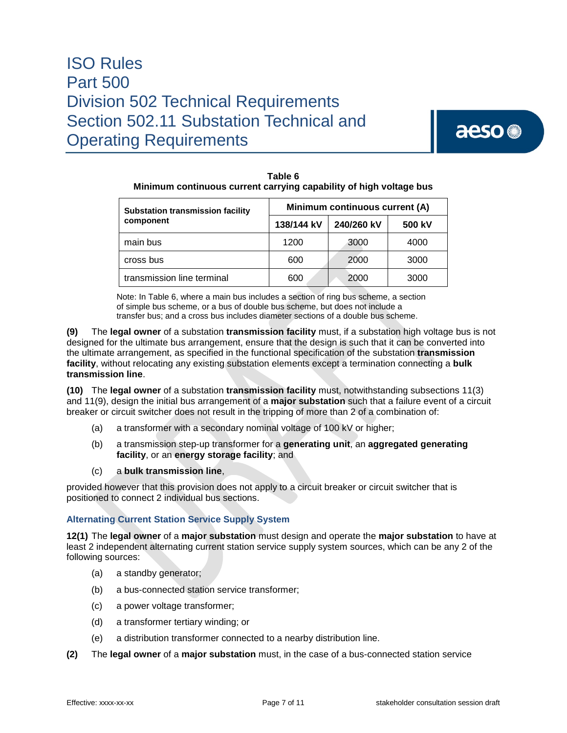**Table 6**
**Minimum continuous current carrying capability of high voltage bus**

| Substation transmission facility component | Minimum continuous current (A) | | |
|---|---|---|---|
| | 138/144 kV | 240/260 kV | 500 kV |
| main bus | 1200 | 3000 | 4000 |
| cross bus | 600 | 2000 | 3000 |
| transmission line terminal | 600 | 2000 | 3000 |

Note: In Table 6, where a main bus includes a section of ring bus scheme, a section of simple bus scheme, or a bus of double bus scheme, but does not include a transfer bus; and a cross bus includes diameter sections of a double bus scheme.

**(9)** The **legal owner** of a substation **transmission facility** must, if a substation high voltage bus is not designed for the ultimate bus arrangement, ensure that the design is such that it can be converted into the ultimate arrangement, as specified in the functional specification of the substation **transmission facility**, without relocating any existing substation elements except a termination connecting a **bulk transmission line**.

**(10)** The **legal owner** of a substation **transmission facility** must, notwithstanding subsections 11(3) and 11(9), design the initial bus arrangement of a **major substation** such that a failure event of a circuit breaker or circuit switcher does not result in the tripping of more than 2 of a combination of:

(a) a transformer with a secondary nominal voltage of 100 kV or higher;

(b) a transmission step-up transformer for a **generating unit**, an **aggregated generating facility**, or an **energy storage facility**; and

(c) a **bulk transmission line**,

provided however that this provision does not apply to a circuit breaker or circuit switcher that is positioned to connect 2 individual bus sections.

### Alternating Current Station Service Supply System

**12(1)** The **legal owner** of a **major substation** must design and operate the **major substation** to have at least 2 independent alternating current station service supply system sources, which can be any 2 of the following sources:

(a) a standby generator;

(b) a bus-connected station service transformer;

(c) a power voltage transformer;

(d) a transformer tertiary winding; or

(e) a distribution transformer connected to a nearby distribution line.

**(2)** The **legal owner** of a **major substation** must, in the case of a bus-connected station service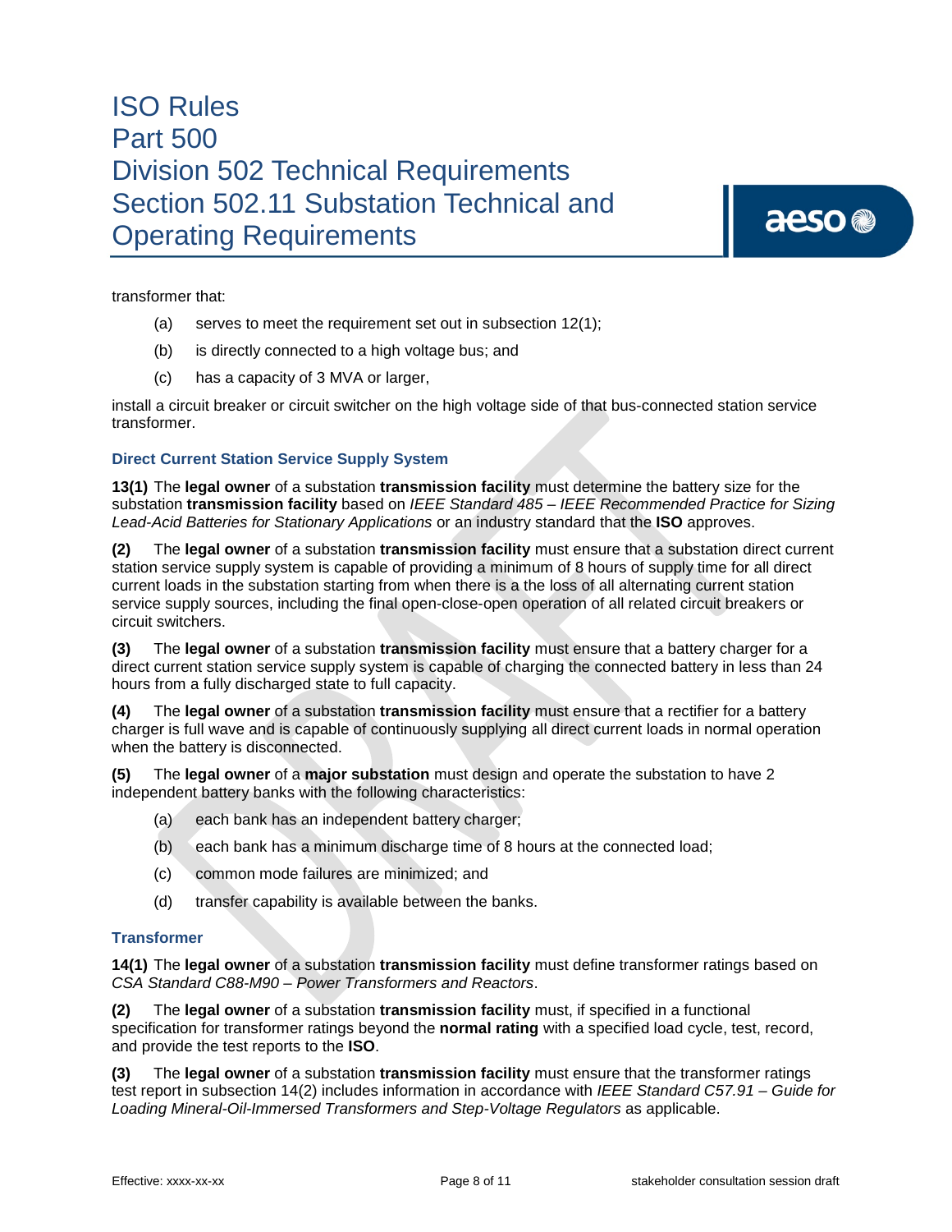transformer that:

(a) serves to meet the requirement set out in subsection 12(1);

(b) is directly connected to a high voltage bus; and

(c) has a capacity of 3 MVA or larger,

install a circuit breaker or circuit switcher on the high voltage side of that bus-connected station service transformer.

### Direct Current Station Service Supply System

**13(1)** The **legal owner** of a substation **transmission facility** must determine the battery size for the substation **transmission facility** based on *IEEE Standard 485 – IEEE Recommended Practice for Sizing Lead-Acid Batteries for Stationary Applications* or an industry standard that the **ISO** approves.

**(2)** The **legal owner** of a substation **transmission facility** must ensure that a substation direct current station service supply system is capable of providing a minimum of 8 hours of supply time for all direct current loads in the substation starting from when there is a the loss of all alternating current station service supply sources, including the final open-close-open operation of all related circuit breakers or circuit switches.

**(3)** The **legal owner** of a substation **transmission facility** must ensure that a battery charger for a direct current station service supply system is capable of charging the connected battery in less than 24 hours from a fully discharged state to full capacity.

**(4)** The **legal owner** of a substation **transmission facility** must ensure that a rectifier for a battery charger is full wave and is capable of continuously supplying all direct current loads in normal operation when the battery is disconnected.

**(5)** The **legal owner** of a **major substation** must design and operate the substation to have 2 independent battery banks with the following characteristics:

(a) each bank has an independent battery charger;

(b) each bank has a minimum discharge time of 8 hours at the connected load;

(c) common mode failures are minimized; and

(d) transfer capability is available between the banks.

### Transformer

**14(1)** The **legal owner** of a substation **transmission facility** must define transformer ratings based on *CSA Standard C88-M90 – Power Transformers and Reactors*.

**(2)** The **legal owner** of a substation **transmission facility** must, if specified in a functional specification for transformer ratings beyond the **normal rating** with a specified load cycle, test, record, and provide the test reports to the **ISO**.

**(3)** The **legal owner** of a substation **transmission facility** must ensure that the transformer ratings test report in subsection 14(2) includes information in accordance with *IEEE Standard C57.91 – Guide for Loading Mineral-Oil-Immersed Transformers and Step-Voltage Regulators* as applicable.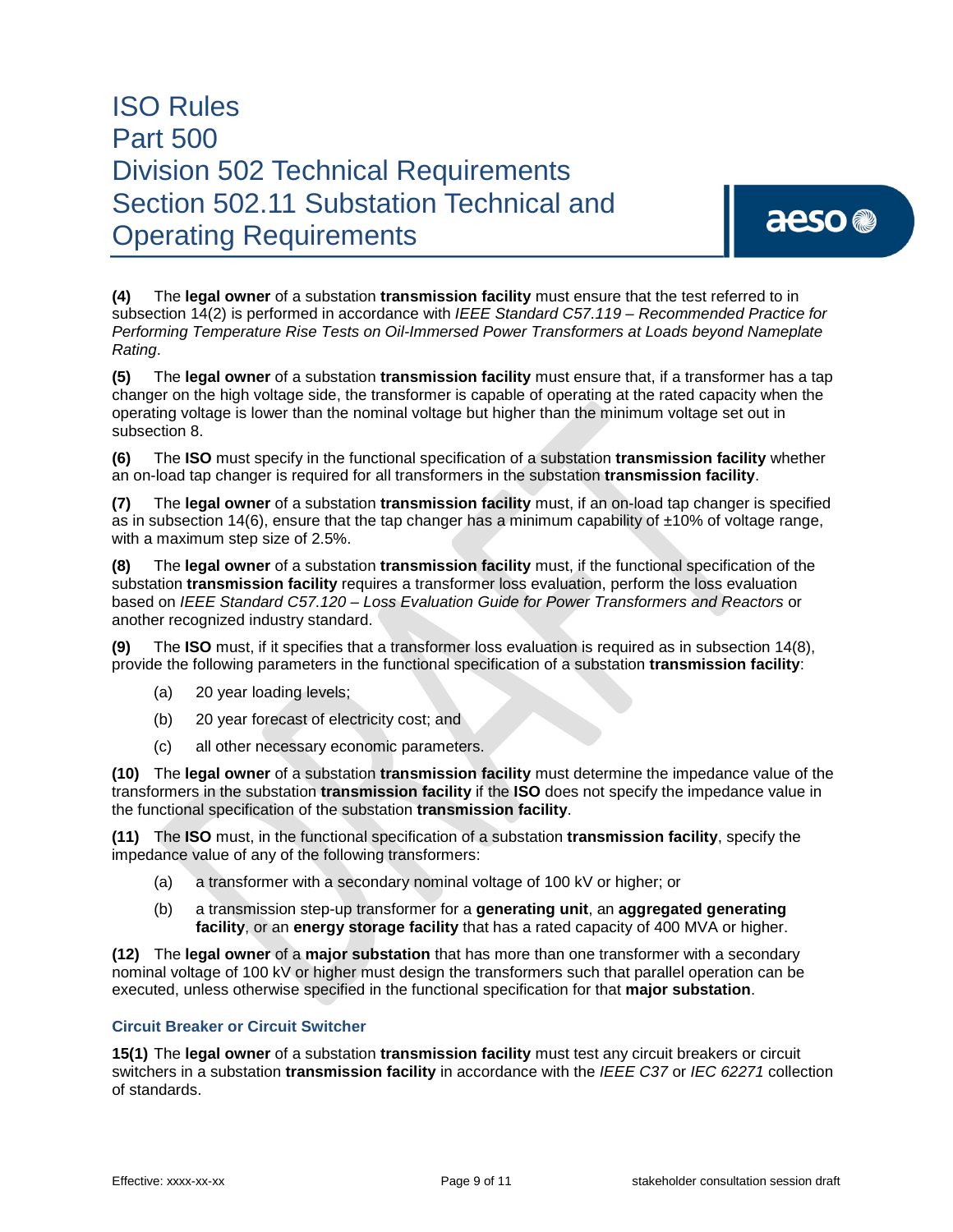**(4)** The **legal owner** of a substation **transmission facility** must ensure that the test referred to in subsection 14(2) is performed in accordance with *IEEE Standard C57.119 – Recommended Practice for Performing Temperature Rise Tests on Oil-Immersed Power Transformers at Loads beyond Nameplate Rating*.

**(5)** The **legal owner** of a substation **transmission facility** must ensure that, if a transformer has a tap changer on the high voltage side, the transformer is capable of operating at the rated capacity when the operating voltage is lower than the nominal voltage but higher than the minimum voltage set out in subsection 8.

**(6)** The **ISO** must specify in the functional specification of a substation **transmission facility** whether an on-load tap changer is required for all transformers in the substation **transmission facility**.

**(7)** The **legal owner** of a substation **transmission facility** must, if an on-load tap changer is specified as in subsection 14(6), ensure that the tap changer has a minimum capability of ±10% of voltage range, with a maximum step size of 2.5%.

**(8)** The **legal owner** of a substation **transmission facility** must, if the functional specification of the substation **transmission facility** requires a transformer loss evaluation, perform the loss evaluation based on *IEEE Standard C57.120 – Loss Evaluation Guide for Power Transformers and Reactors* or another recognized industry standard.

**(9)** The **ISO** must, if it specifies that a transformer loss evaluation is required as in subsection 14(8), provide the following parameters in the functional specification of a substation **transmission facility**:

(a) 20 year loading levels;

(b) 20 year forecast of electricity cost; and

(c) all other necessary economic parameters.

**(10)** The **legal owner** of a substation **transmission facility** must determine the impedance value of the transformers in the substation **transmission facility** if the **ISO** does not specify the impedance value in the functional specification of the substation **transmission facility**.

**(11)** The **ISO** must, in the functional specification of a substation **transmission facility**, specify the impedance value of any of the following transformers:

(a) a transformer with a secondary nominal voltage of 100 kV or higher; or

(b) a transmission step-up transformer for a **generating unit**, an **aggregated generating facility**, or an **energy storage facility** that has a rated capacity of 400 MVA or higher.

**(12)** The **legal owner** of a **major substation** that has more than one transformer with a secondary nominal voltage of 100 kV or higher must design the transformers such that parallel operation can be executed, unless otherwise specified in the functional specification for that **major substation**.

### Circuit Breaker or Circuit Switcher

**15(1)** The **legal owner** of a substation **transmission facility** must test any circuit breakers or circuit switchers in a substation **transmission facility** in accordance with the *IEEE C37* or *IEC 62271* collection of standards.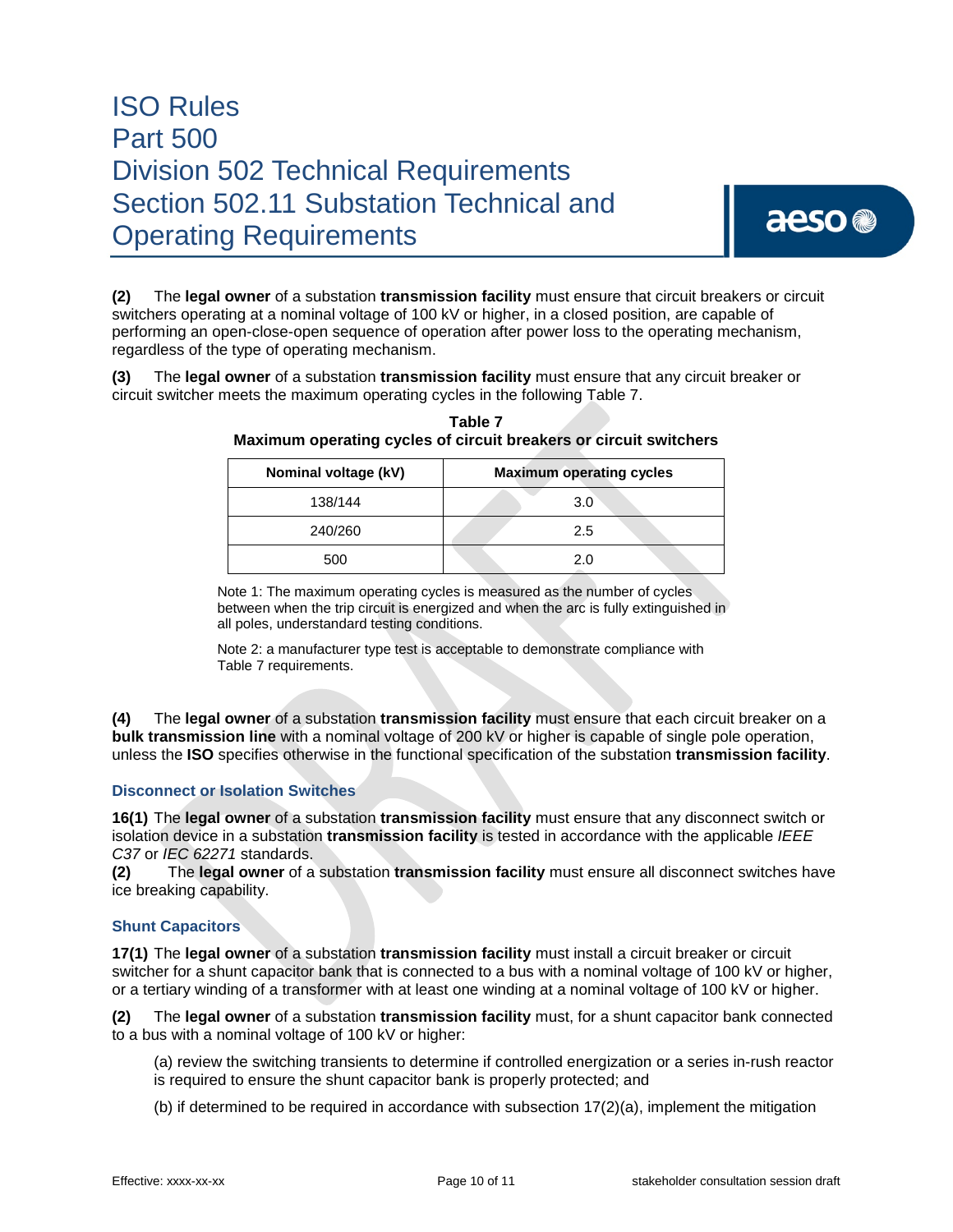**(2)** The **legal owner** of a substation **transmission facility** must ensure that circuit breakers or circuit switchers operating at a nominal voltage of 100 kV or higher, in a closed position, are capable of performing an open-close-open sequence of operation after power loss to the operating mechanism, regardless of the type of operating mechanism.

**(3)** The **legal owner** of a substation **transmission facility** must ensure that any circuit breaker or circuit switcher meets the maximum operating cycles in the following Table 7.

**Table 7**
**Maximum operating cycles of circuit breakers or circuit switchers**

| Nominal voltage (kV) | Maximum operating cycles |
|---|---|
| 138/144 | 3.0 |
| 240/260 | 2.5 |
| 500 | 2.0 |

Note 1: The maximum operating cycles is measured as the number of cycles between when the trip circuit is energized and when the arc is fully extinguished in all poles, understandard testing conditions.

Note 2: a manufacturer type test is acceptable to demonstrate compliance with Table 7 requirements.

**(4)** The **legal owner** of a substation **transmission facility** must ensure that each circuit breaker on a **bulk transmission line** with a nominal voltage of 200 kV or higher is capable of single pole operation, unless the **ISO** specifies otherwise in the functional specification of the substation **transmission facility**.

### Disconnect or Isolation Switches

**16(1)** The **legal owner** of a substation **transmission facility** must ensure that any disconnect switch or isolation device in a substation **transmission facility** is tested in accordance with the applicable *IEEE C37* or *IEC 62271* standards.

**(2)** The **legal owner** of a substation **transmission facility** must ensure all disconnect switches have ice breaking capability.

### Shunt Capacitors

**17(1)** The **legal owner** of a substation **transmission facility** must install a circuit breaker or circuit switcher for a shunt capacitor bank that is connected to a bus with a nominal voltage of 100 kV or higher, or a tertiary winding of a transformer with at least one winding at a nominal voltage of 100 kV or higher.

**(2)** The **legal owner** of a substation **transmission facility** must, for a shunt capacitor bank connected to a bus with a nominal voltage of 100 kV or higher:

(a) review the switching transients to determine if controlled energization or a series in-rush reactor is required to ensure the shunt capacitor bank is properly protected; and

(b) if determined to be required in accordance with subsection 17(2)(a), implement the mitigation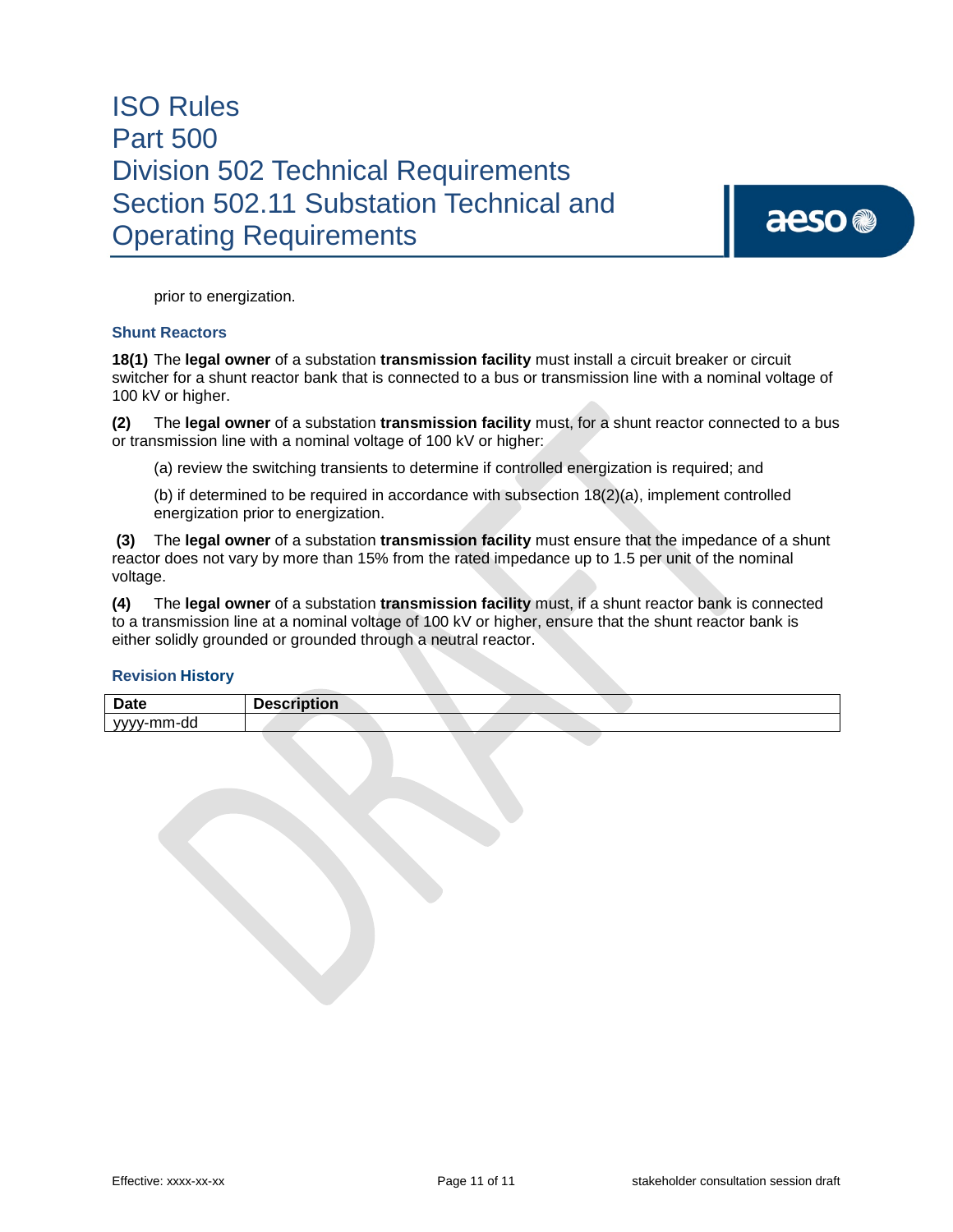prior to energization.

### Shunt Reactors

**18(1)** The **legal owner** of a substation **transmission facility** must install a circuit breaker or circuit switcher for a shunt reactor bank that is connected to a bus or transmission line with a nominal voltage of 100 kV or higher.

**(2)** The **legal owner** of a substation **transmission facility** must, for a shunt reactor connected to a bus or transmission line with a nominal voltage of 100 kV or higher:

(a) review the switching transients to determine if controlled energization is required; and

(b) if determined to be required in accordance with subsection 18(2)(a), implement controlled energization prior to energization.

**(3)** The **legal owner** of a substation **transmission facility** must ensure that the impedance of a shunt reactor does not vary by more than 15% from the rated impedance up to 1.5 per unit of the nominal voltage.

**(4)** The **legal owner** of a substation **transmission facility** must, if a shunt reactor bank is connected to a transmission line at a nominal voltage of 100 kV or higher, ensure that the shunt reactor bank is either solidly grounded or grounded through a neutral reactor.

### Revision History

| Date | Description |
|---|---|
| yyyy-mm-dd | |